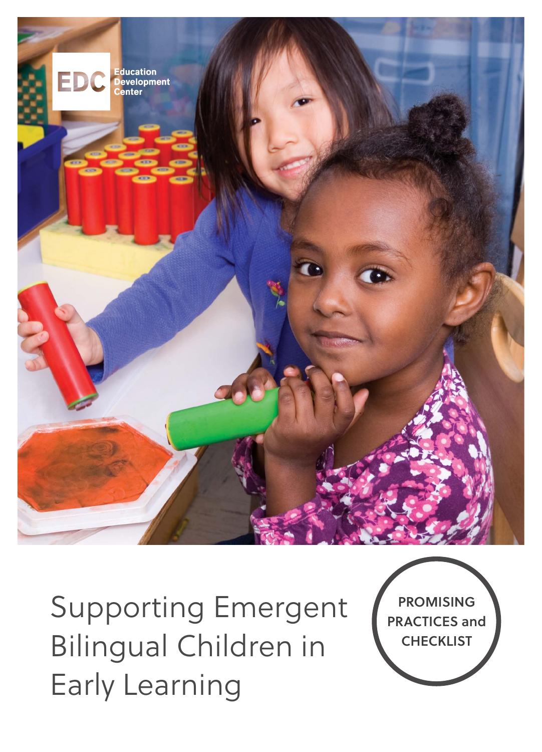Education Development Center

# Supporting Emergent Bilingual Children in Early Learning

PROMISING PRACTICES and CHECKLIST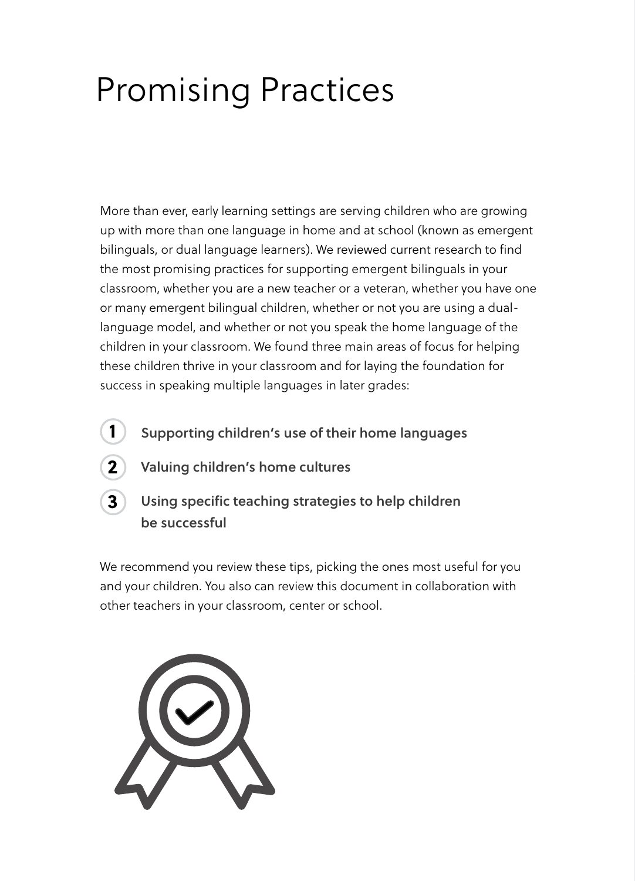# Promising Practices

More than ever, early learning settings are serving children who are growing up with more than one language in home and at school (known as emergent bilinguals, or dual language learners). We reviewed current research to find the most promising practices for supporting emergent bilinguals in your classroom, whether you are a new teacher or a veteran, whether you have one or many emergent bilingual children, whether or not you are using a dual-language model, and whether or not you speak the home language of the children in your classroom. We found three main areas of focus for helping these children thrive in your classroom and for laying the foundation for success in speaking multiple languages in later grades:

1. **Supporting children's use of their home languages**
2. **Valuing children's home cultures**
3. **Using specific teaching strategies to help children be successful**

We recommend you review these tips, picking the ones most useful for you and your children. You also can review this document in collaboration with other teachers in your classroom, center or school.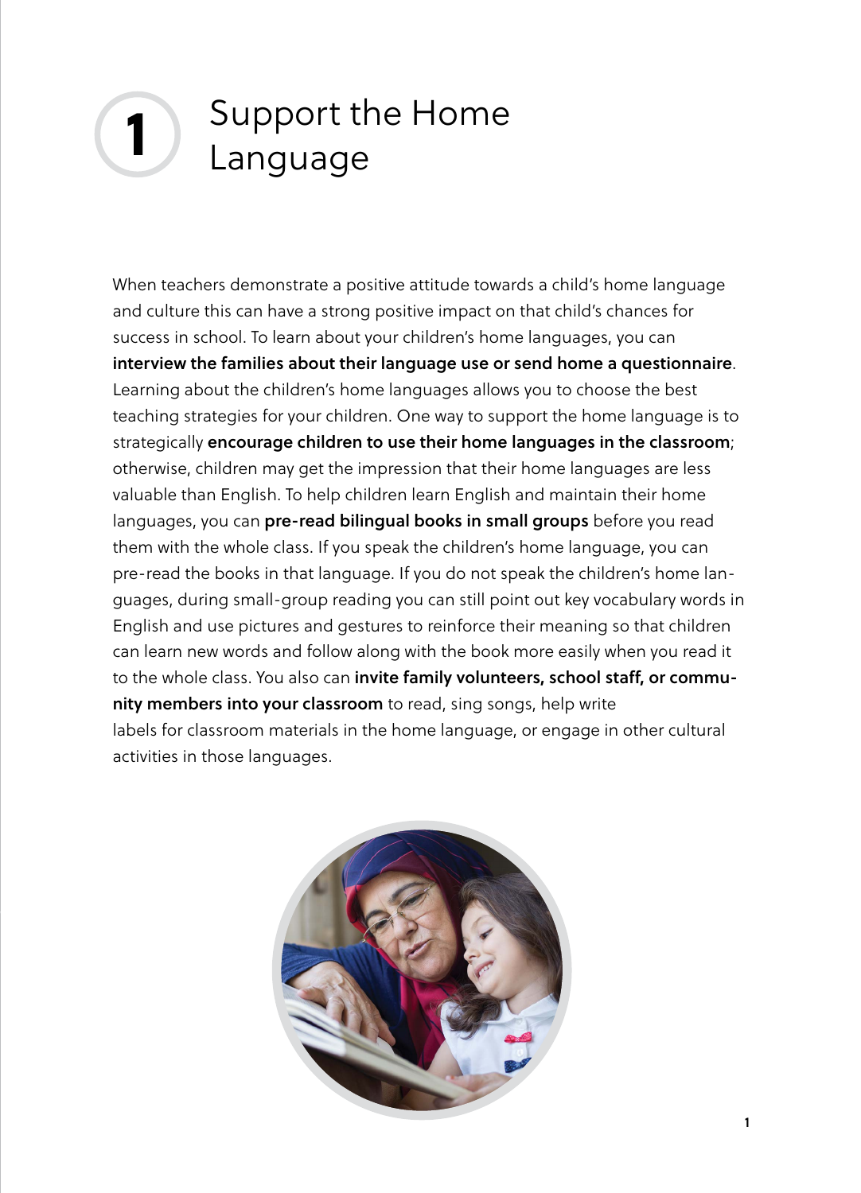# 1 Support the Home Language

When teachers demonstrate a positive attitude towards a child's home language and culture this can have a strong positive impact on that child's chances for success in school. To learn about your children's home languages, you can **interview the families about their language use or send home a questionnaire**. Learning about the children's home languages allows you to choose the best teaching strategies for your children. One way to support the home language is to strategically **encourage children to use their home languages in the classroom**; otherwise, children may get the impression that their home languages are less valuable than English. To help children learn English and maintain their home languages, you can **pre-read bilingual books in small groups** before you read them with the whole class. If you speak the children's home language, you can pre-read the books in that language. If you do not speak the children's home languages, during small-group reading you can still point out key vocabulary words in English and use pictures and gestures to reinforce their meaning so that children can learn new words and follow along with the book more easily when you read it to the whole class. You also can **invite family volunteers, school staff, or community members into your classroom** to read, sing songs, help write labels for classroom materials in the home language, or engage in other cultural activities in those languages.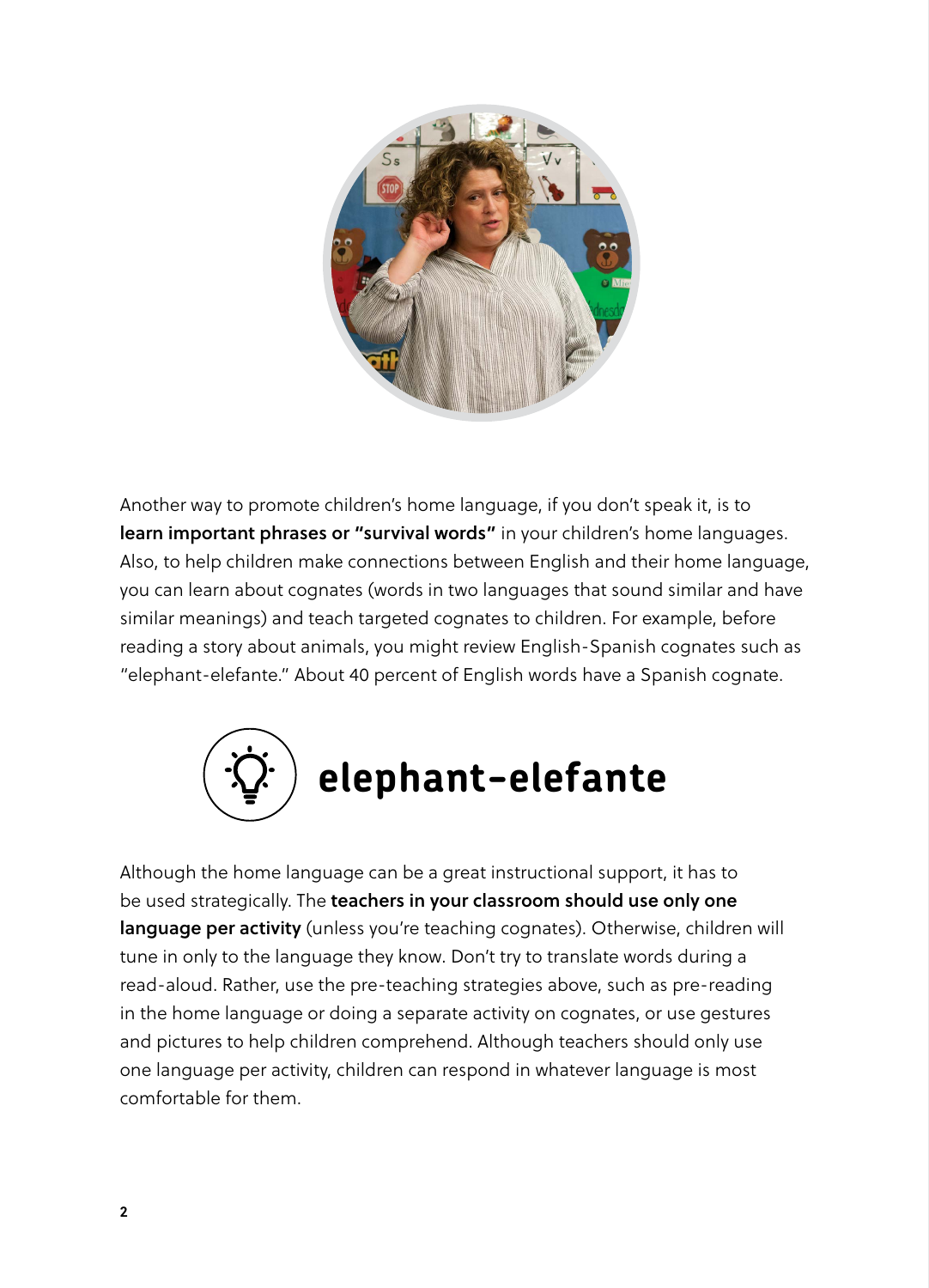Another way to promote children's home language, if you don't speak it, is to **learn important phrases or "survival words"** in your children's home languages. Also, to help children make connections between English and their home language, you can learn about cognates (words in two languages that sound similar and have similar meanings) and teach targeted cognates to children. For example, before reading a story about animals, you might review English-Spanish cognates such as "elephant-elefante." About 40 percent of English words have a Spanish cognate.

**elephant-elefante**

Although the home language can be a great instructional support, it has to be used strategically. The **teachers in your classroom should use only one language per activity** (unless you're teaching cognates). Otherwise, children will tune in only to the language they know. Don't try to translate words during a read-aloud. Rather, use the pre-teaching strategies above, such as pre-reading in the home language or doing a separate activity on cognates, or use gestures and pictures to help children comprehend. Although teachers should only use one language per activity, children can respond in whatever language is most comfortable for them.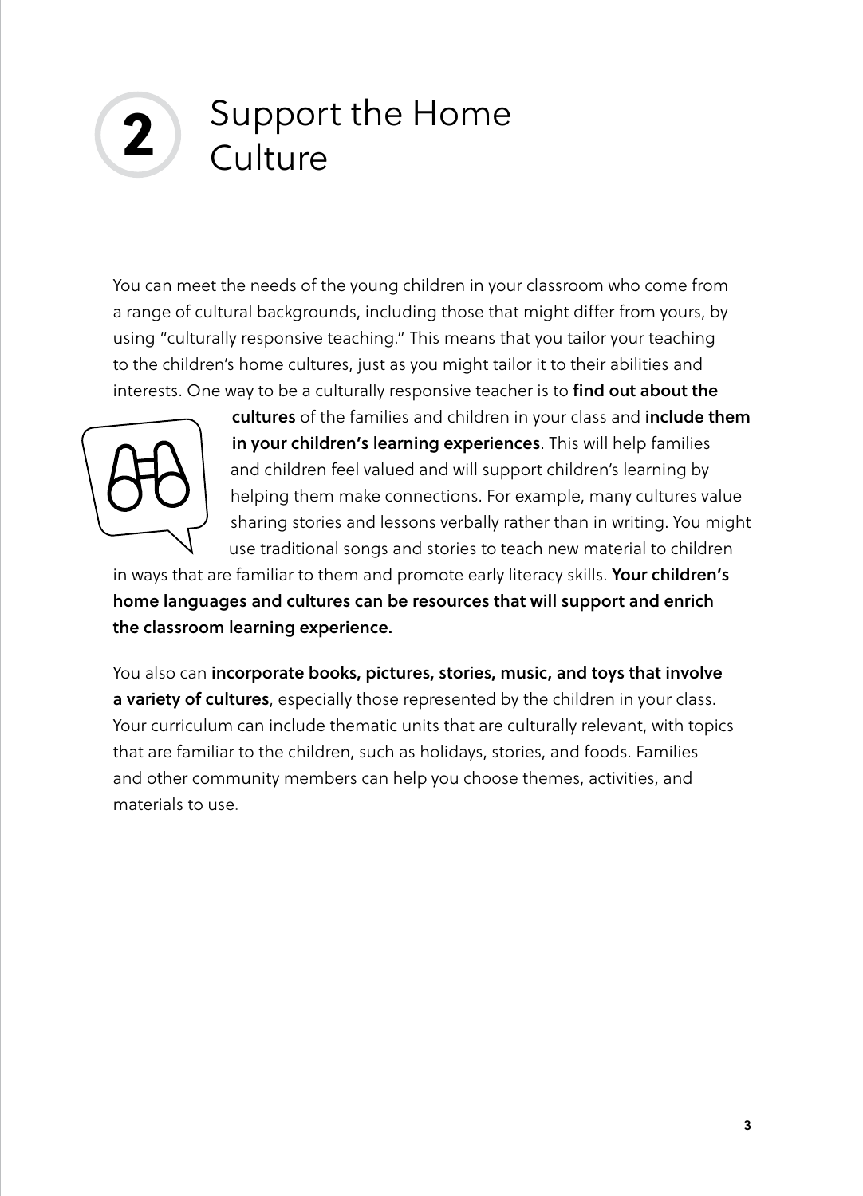# 2 Support the Home Culture

You can meet the needs of the young children in your classroom who come from a range of cultural backgrounds, including those that might differ from yours, by using "culturally responsive teaching." This means that you tailor your teaching to the children's home cultures, just as you might tailor it to their abilities and interests. One way to be a culturally responsive teacher is to **find out about the cultures** of the families and children in your class and **include them in your children's learning experiences**. This will help families and children feel valued and will support children's learning by helping them make connections. For example, many cultures value sharing stories and lessons verbally rather than in writing. You might use traditional songs and stories to teach new material to children in ways that are familiar to them and promote early literacy skills. **Your children's home languages and cultures can be resources that will support and enrich the classroom learning experience.**

You also can **incorporate books, pictures, stories, music, and toys that involve a variety of cultures**, especially those represented by the children in your class. Your curriculum can include thematic units that are culturally relevant, with topics that are familiar to the children, such as holidays, stories, and foods. Families and other community members can help you choose themes, activities, and materials to use.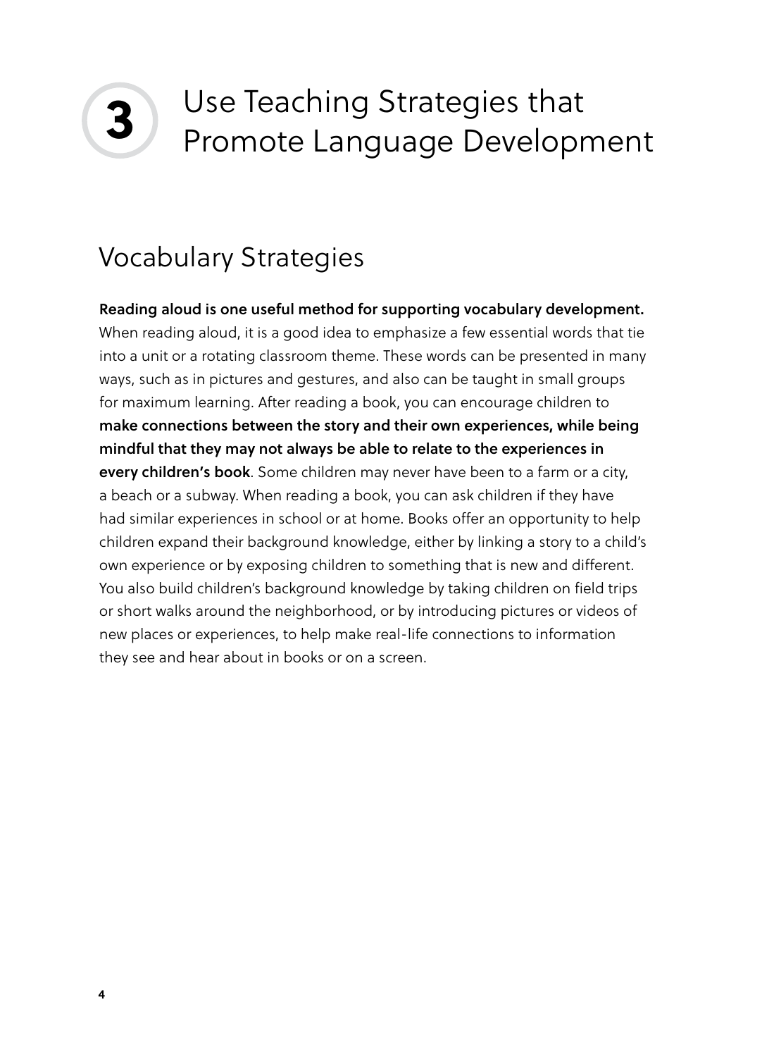# 3 Use Teaching Strategies that Promote Language Development

## Vocabulary Strategies

**Reading aloud is one useful method for supporting vocabulary development.** When reading aloud, it is a good idea to emphasize a few essential words that tie into a unit or a rotating classroom theme. These words can be presented in many ways, such as in pictures and gestures, and also can be taught in small groups for maximum learning. After reading a book, you can encourage children to **make connections between the story and their own experiences, while being mindful that they may not always be able to relate to the experiences in every children's book**. Some children may never have been to a farm or a city, a beach or a subway. When reading a book, you can ask children if they have had similar experiences in school or at home. Books offer an opportunity to help children expand their background knowledge, either by linking a story to a child's own experience or by exposing children to something that is new and different. You also build children's background knowledge by taking children on field trips or short walks around the neighborhood, or by introducing pictures or videos of new places or experiences, to help make real-life connections to information they see and hear about in books or on a screen.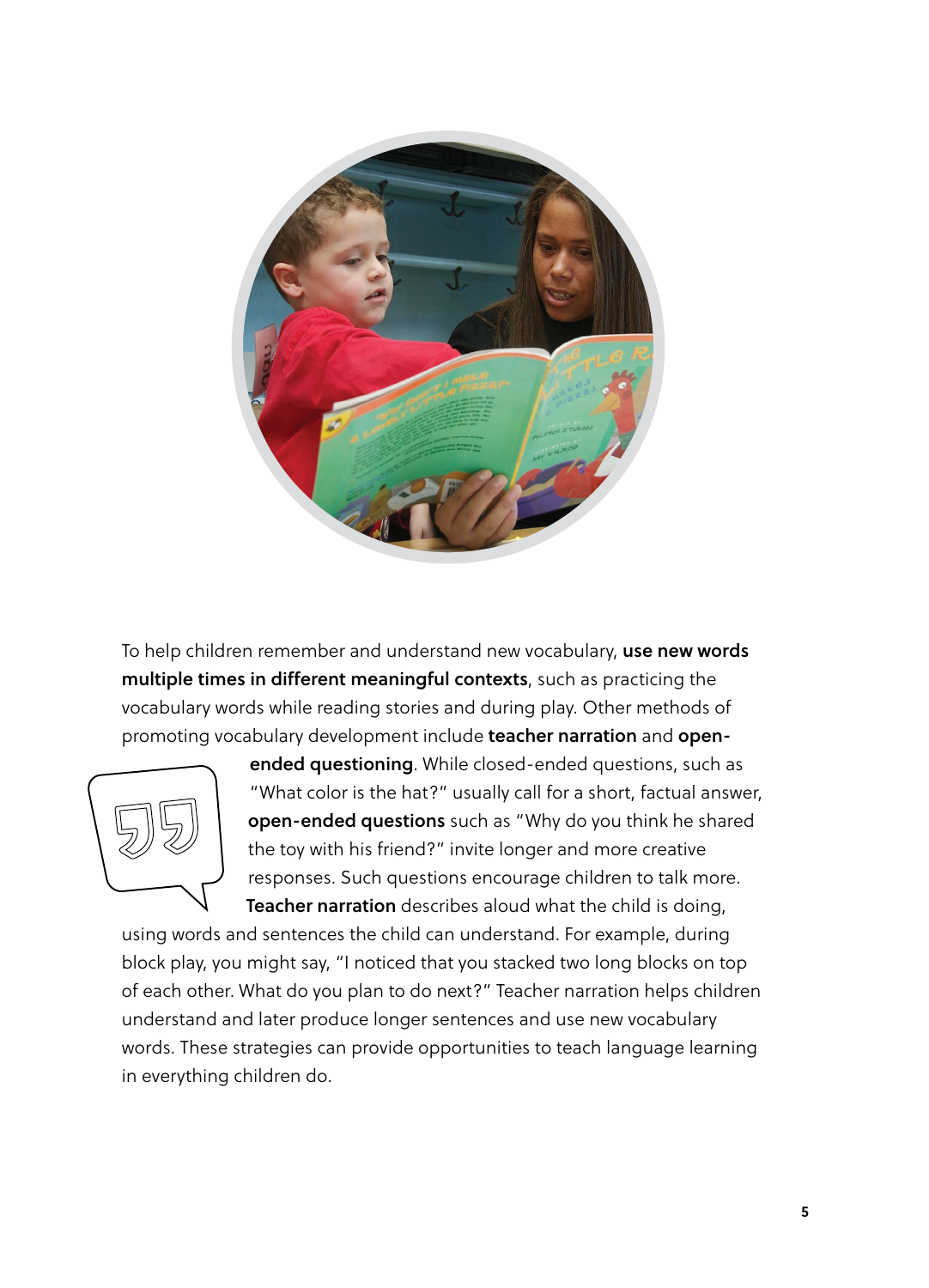To help children remember and understand new vocabulary, **use new words multiple times in different meaningful contexts**, such as practicing the vocabulary words while reading stories and during play. Other methods of promoting vocabulary development include **teacher narration** and **open-ended questioning**. While closed-ended questions, such as "What color is the hat?" usually call for a short, factual answer, **open-ended questions** such as "Why do you think he shared the toy with his friend?" invite longer and more creative responses. Such questions encourage children to talk more. **Teacher narration** describes aloud what the child is doing, using words and sentences the child can understand. For example, during block play, you might say, "I noticed that you stacked two long blocks on top of each other. What do you plan to do next?" Teacher narration helps children understand and later produce longer sentences and use new vocabulary words. These strategies can provide opportunities to teach language learning in everything children do.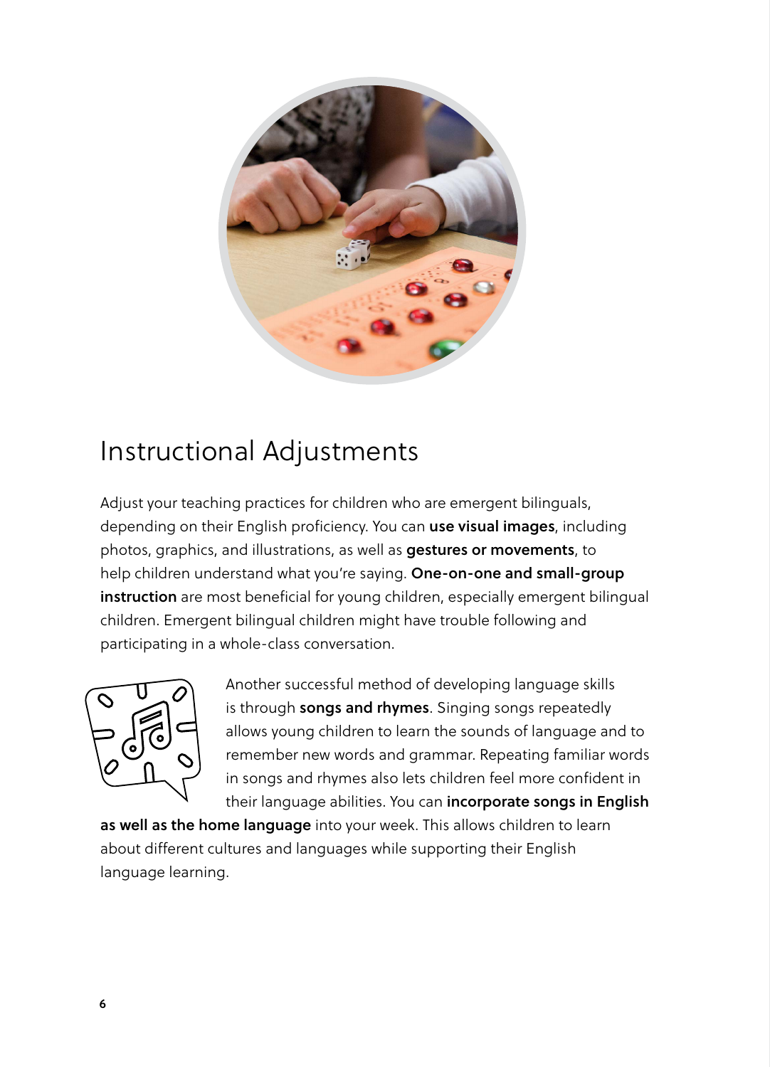## Instructional Adjustments

Adjust your teaching practices for children who are emergent bilinguals, depending on their English proficiency. You can **use visual images**, including photos, graphics, and illustrations, as well as **gestures or movements**, to help children understand what you're saying. **One-on-one and small-group instruction** are most beneficial for young children, especially emergent bilingual children. Emergent bilingual children might have trouble following and participating in a whole-class conversation.

Another successful method of developing language skills is through **songs and rhymes**. Singing songs repeatedly allows young children to learn the sounds of language and to remember new words and grammar. Repeating familiar words in songs and rhymes also lets children feel more confident in their language abilities. You can **incorporate songs in English as well as the home language** into your week. This allows children to learn about different cultures and languages while supporting their English language learning.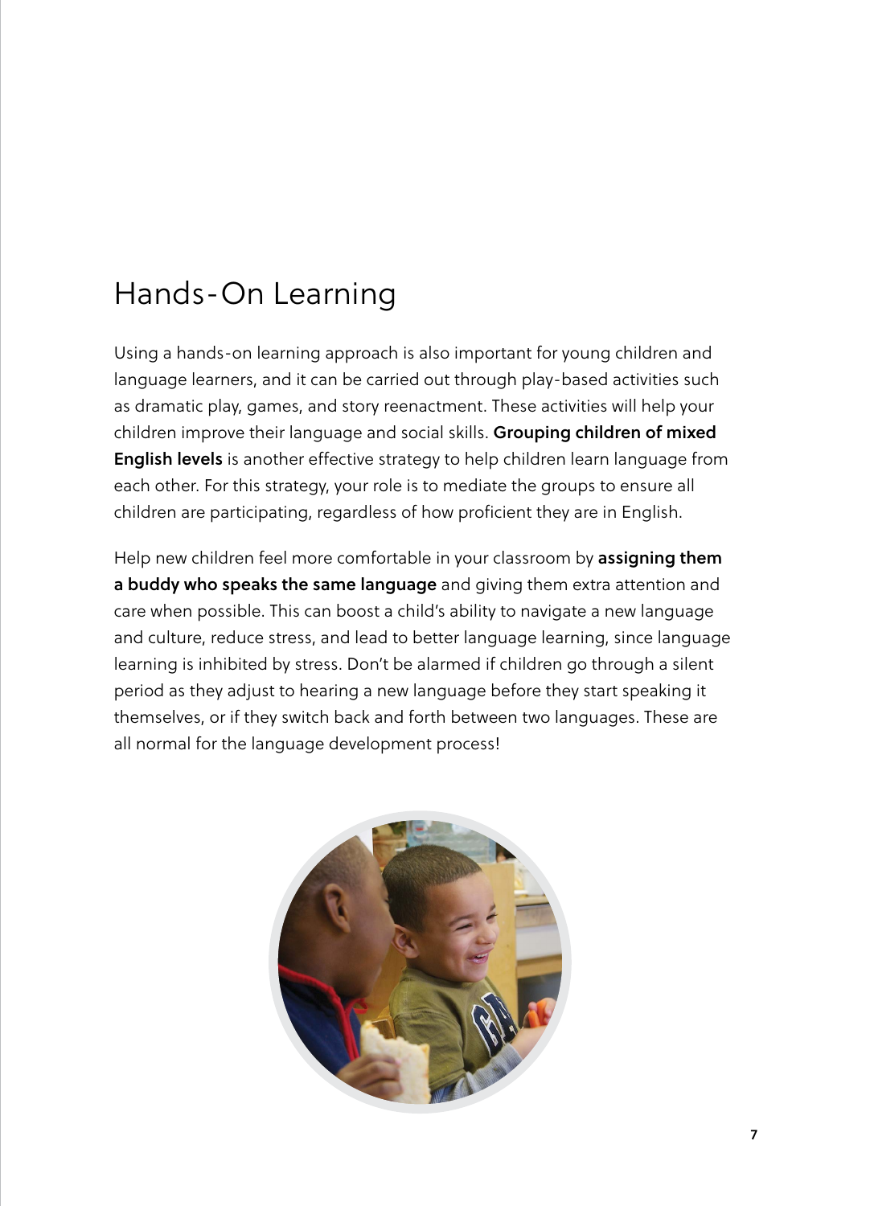# Hands-On Learning

Using a hands-on learning approach is also important for young children and language learners, and it can be carried out through play-based activities such as dramatic play, games, and story reenactment. These activities will help your children improve their language and social skills. **Grouping children of mixed English levels** is another effective strategy to help children learn language from each other. For this strategy, your role is to mediate the groups to ensure all children are participating, regardless of how proficient they are in English.

Help new children feel more comfortable in your classroom by **assigning them a buddy who speaks the same language** and giving them extra attention and care when possible. This can boost a child's ability to navigate a new language and culture, reduce stress, and lead to better language learning, since language learning is inhibited by stress. Don't be alarmed if children go through a silent period as they adjust to hearing a new language before they start speaking it themselves, or if they switch back and forth between two languages. These are all normal for the language development process!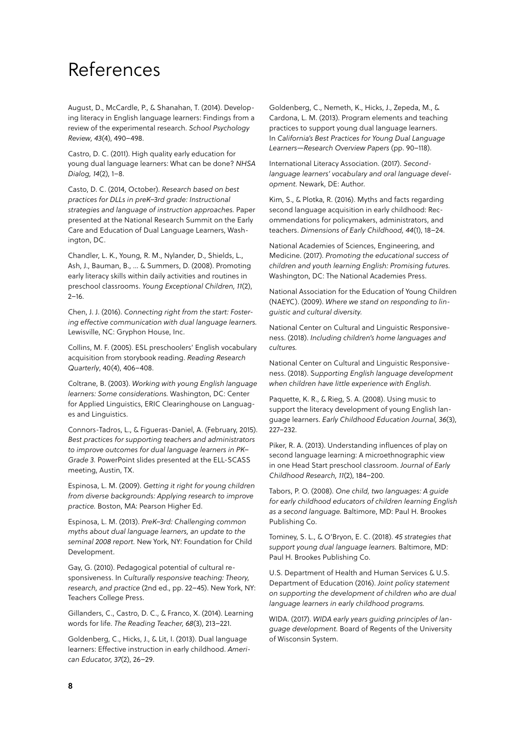# References

August, D., McCardle, P., & Shanahan, T. (2014). Developing literacy in English language learners: Findings from a review of the experimental research. *School Psychology Review, 43*(4), 490–498.

Castro, D. C. (2011). High quality early education for young dual language learners: What can be done? *NHSA Dialog, 14*(2), 1–8.

Casto, D. C. (2014, October). *Research based on best practices for DLLs in preK–3rd grade: Instructional strategies and language of instruction approaches.* Paper presented at the National Research Summit on the Early Care and Education of Dual Language Learners, Washington, DC.

Chandler, L. K., Young, R. M., Nylander, D., Shields, L., Ash, J., Bauman, B., ... & Summers, D. (2008). Promoting early literacy skills within daily activities and routines in preschool classrooms. *Young Exceptional Children, 11*(2), 2–16.

Chen, J. J. (2016). *Connecting right from the start: Fostering effective communication with dual language learners.* Lewisville, NC: Gryphon House, Inc.

Collins, M. F. (2005). ESL preschoolers' English vocabulary acquisition from storybook reading. *Reading Research Quarterly*, 40(4), 406–408.

Coltrane, B. (2003). *Working with young English language learners: Some considerations.* Washington, DC: Center for Applied Linguistics, ERIC Clearinghouse on Languages and Linguistics.

Connors-Tadros, L., & Figueras-Daniel, A. (February, 2015). *Best practices for supporting teachers and administrators to improve outcomes for dual language learners in PK–Grade 3.* PowerPoint slides presented at the ELL-SCASS meeting, Austin, TX.

Espinosa, L. M. (2009). *Getting it right for young children from diverse backgrounds: Applying research to improve practice.* Boston, MA: Pearson Higher Ed.

Espinosa, L. M. (2013). *PreK–3rd: Challenging common myths about dual language learners, an update to the seminal 2008 report.* New York, NY: Foundation for Child Development.

Gay, G. (2010). Pedagogical potential of cultural responsiveness. In *Culturally responsive teaching: Theory, research, and practice* (2nd ed., pp. 22–45). New York, NY: Teachers College Press.

Gillanders, C., Castro, D. C., & Franco, X. (2014). Learning words for life. *The Reading Teacher, 68*(3), 213–221.

Goldenberg, C., Hicks, J., & Lit, I. (2013). Dual language learners: Effective instruction in early childhood. *American Educator, 37*(2), 26–29.

Goldenberg, C., Nemeth, K., Hicks, J., Zepeda, M., & Cardona, L. M. (2013). Program elements and teaching practices to support young dual language learners. In *California's Best Practices for Young Dual Language Learners—Research Overview Papers* (pp. 90–118).

International Literacy Association. (2017). *Second-language learners' vocabulary and oral language development.* Newark, DE: Author.

Kim, S., & Plotka, R. (2016). Myths and facts regarding second language acquisition in early childhood: Recommendations for policymakers, administrators, and teachers. *Dimensions of Early Childhood, 44*(1), 18–24.

National Academies of Sciences, Engineering, and Medicine. (2017). *Promoting the educational success of children and youth learning English: Promising futures.* Washington, DC: The National Academies Press.

National Association for the Education of Young Children (NAEYC). (2009). *Where we stand on responding to linguistic and cultural diversity.*

National Center on Cultural and Linguistic Responsiveness. (2018). *Including children's home languages and cultures.*

National Center on Cultural and Linguistic Responsiveness. (2018). *Supporting English language development when children have little experience with English.*

Paquette, K. R., & Rieg, S. A. (2008). Using music to support the literacy development of young English language learners. *Early Childhood Education Journal, 36*(3), 227–232.

Piker, R. A. (2013). Understanding influences of play on second language learning: A microethnographic view in one Head Start preschool classroom. *Journal of Early Childhood Research, 11*(2), 184–200.

Tabors, P. O. (2008). *One child, two languages: A guide for early childhood educators of children learning English as a second language.* Baltimore, MD: Paul H. Brookes Publishing Co.

Tominey, S. L., & O'Bryon, E. C. (2018). *45 strategies that support young dual language learners.* Baltimore, MD: Paul H. Brookes Publishing Co.

U.S. Department of Health and Human Services & U.S. Department of Education (2016). *Joint policy statement on supporting the development of children who are dual language learners in early childhood programs.*

WIDA. (2017). *WIDA early years guiding principles of language development.* Board of Regents of the University of Wisconsin System.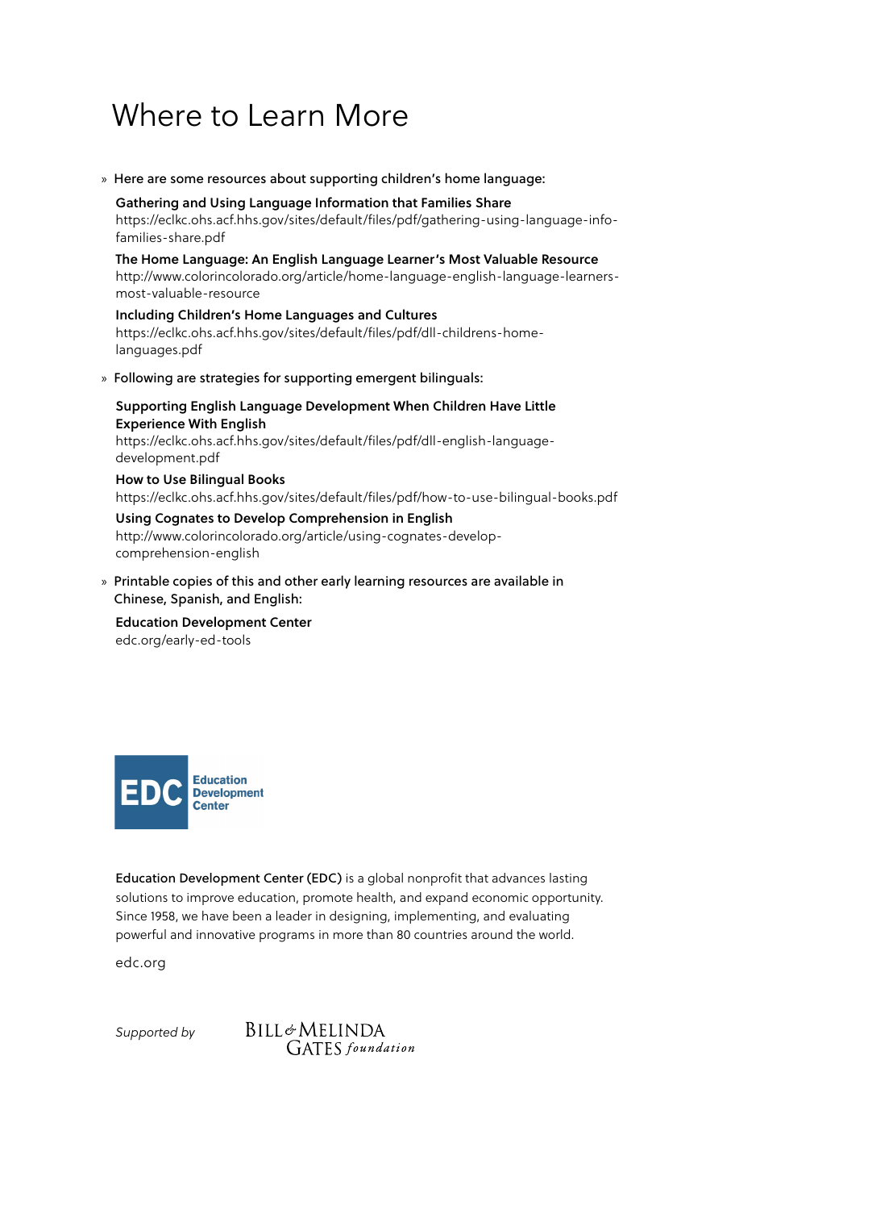# Where to Learn More

» Here are some resources about supporting children's home language:

**Gathering and Using Language Information that Families Share**
https://eclkc.ohs.acf.hhs.gov/sites/default/files/pdf/gathering-using-language-info-families-share.pdf

**The Home Language: An English Language Learner's Most Valuable Resource**
http://www.colorincolorado.org/article/home-language-english-language-learners-most-valuable-resource

**Including Children's Home Languages and Cultures**
https://eclkc.ohs.acf.hhs.gov/sites/default/files/pdf/dll-childrens-home-languages.pdf

» Following are strategies for supporting emergent bilinguals:

**Supporting English Language Development When Children Have Little Experience With English**
https://eclkc.ohs.acf.hhs.gov/sites/default/files/pdf/dll-english-language-development.pdf

**How to Use Bilingual Books**
https://eclkc.ohs.acf.hhs.gov/sites/default/files/pdf/how-to-use-bilingual-books.pdf

**Using Cognates to Develop Comprehension in English**
http://www.colorincolorado.org/article/using-cognates-develop-comprehension-english

» Printable copies of this and other early learning resources are available in Chinese, Spanish, and English:

**Education Development Center**
edc.org/early-ed-tools

EDC Education Development Center

**Education Development Center (EDC)** is a global nonprofit that advances lasting solutions to improve education, promote health, and expand economic opportunity. Since 1958, we have been a leader in designing, implementing, and evaluating powerful and innovative programs in more than 80 countries around the world.

edc.org

*Supported by* BILL & MELINDA GATES *foundation*